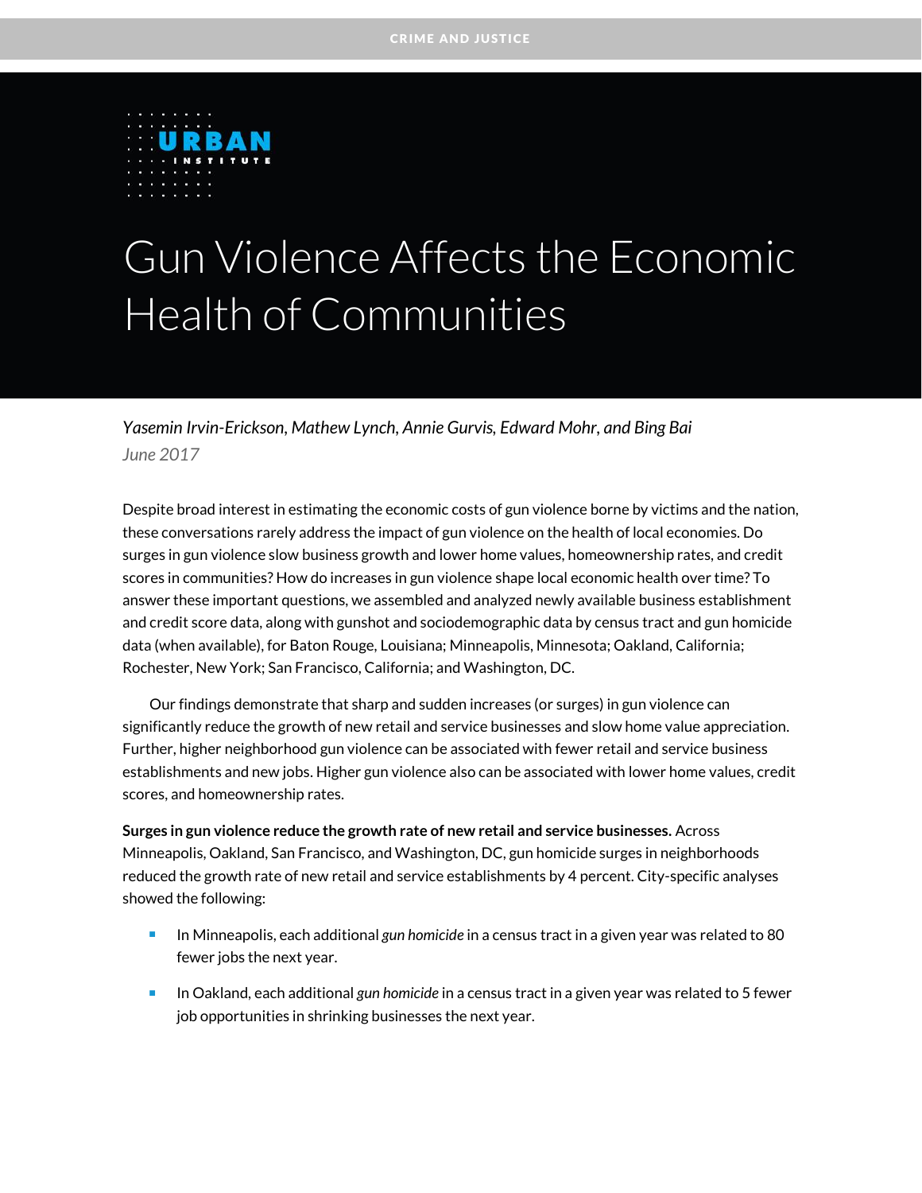CRIME AND JUSTICE

URBAN INSTITUTE

# Gun Violence Affects the Economic Health of Communities

*Yasemin Irvin-Erickson, Mathew Lynch, Annie Gurvis, Edward Mohr, and Bing Bai*

*June 2017*

Despite broad interest in estimating the economic costs of gun violence borne by victims and the nation, these conversations rarely address the impact of gun violence on the health of local economies. Do surges in gun violence slow business growth and lower home values, homeownership rates, and credit scores in communities? How do increases in gun violence shape local economic health over time? To answer these important questions, we assembled and analyzed newly available business establishment and credit score data, along with gunshot and sociodemographic data by census tract and gun homicide data (when available), for Baton Rouge, Louisiana; Minneapolis, Minnesota; Oakland, California; Rochester, New York; San Francisco, California; and Washington, DC.

Our findings demonstrate that sharp and sudden increases (or surges) in gun violence can significantly reduce the growth of new retail and service businesses and slow home value appreciation. Further, higher neighborhood gun violence can be associated with fewer retail and service business establishments and new jobs. Higher gun violence also can be associated with lower home values, credit scores, and homeownership rates.

**Surges in gun violence reduce the growth rate of new retail and service businesses.** Across Minneapolis, Oakland, San Francisco, and Washington, DC, gun homicide surges in neighborhoods reduced the growth rate of new retail and service establishments by 4 percent. City-specific analyses showed the following:

- In Minneapolis, each additional *gun homicide* in a census tract in a given year was related to 80 fewer jobs the next year.
- In Oakland, each additional *gun homicide* in a census tract in a given year was related to 5 fewer job opportunities in shrinking businesses the next year.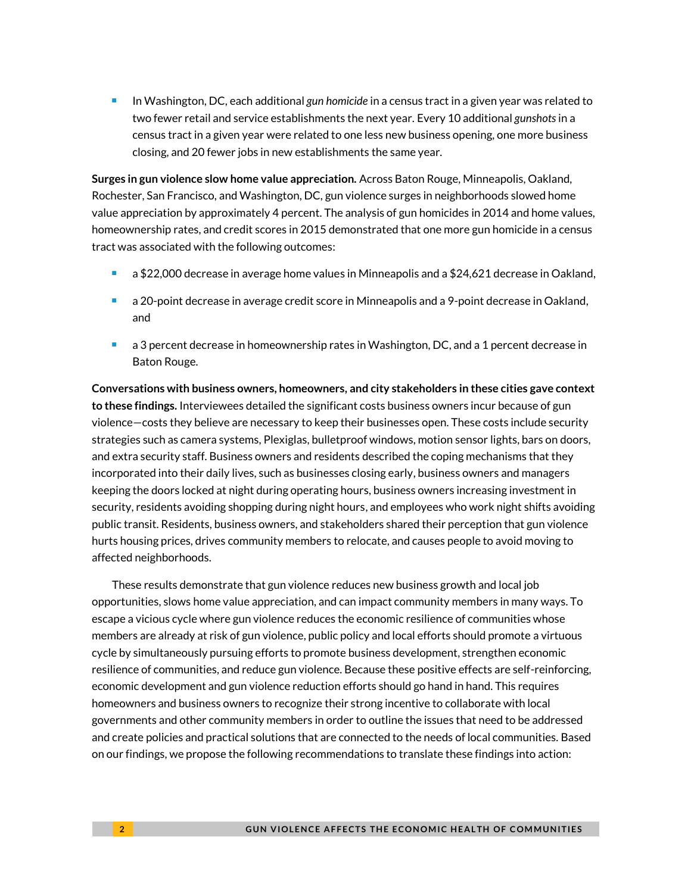- In Washington, DC, each additional *gun homicide* in a census tract in a given year was related to two fewer retail and service establishments the next year. Every 10 additional *gunshots* in a census tract in a given year were related to one less new business opening, one more business closing, and 20 fewer jobs in new establishments the same year.

**Surges in gun violence slow home value appreciation.** Across Baton Rouge, Minneapolis, Oakland, Rochester, San Francisco, and Washington, DC, gun violence surges in neighborhoods slowed home value appreciation by approximately 4 percent. The analysis of gun homicides in 2014 and home values, homeownership rates, and credit scores in 2015 demonstrated that one more gun homicide in a census tract was associated with the following outcomes:

- a $22,000 decrease in average home values in Minneapolis and a $24,621 decrease in Oakland,
- a 20-point decrease in average credit score in Minneapolis and a 9-point decrease in Oakland, and
- a 3 percent decrease in homeownership rates in Washington, DC, and a 1 percent decrease in Baton Rouge.

**Conversations with business owners, homeowners, and city stakeholders in these cities gave context to these findings.** Interviewees detailed the significant costs business owners incur because of gun violence—costs they believe are necessary to keep their businesses open. These costs include security strategies such as camera systems, Plexiglas, bulletproof windows, motion sensor lights, bars on doors, and extra security staff. Business owners and residents described the coping mechanisms that they incorporated into their daily lives, such as businesses closing early, business owners and managers keeping the doors locked at night during operating hours, business owners increasing investment in security, residents avoiding shopping during night hours, and employees who work night shifts avoiding public transit. Residents, business owners, and stakeholders shared their perception that gun violence hurts housing prices, drives community members to relocate, and causes people to avoid moving to affected neighborhoods.

These results demonstrate that gun violence reduces new business growth and local job opportunities, slows home value appreciation, and can impact community members in many ways. To escape a vicious cycle where gun violence reduces the economic resilience of communities whose members are already at risk of gun violence, public policy and local efforts should promote a virtuous cycle by simultaneously pursuing efforts to promote business development, strengthen economic resilience of communities, and reduce gun violence. Because these positive effects are self-reinforcing, economic development and gun violence reduction efforts should go hand in hand. This requires homeowners and business owners to recognize their strong incentive to collaborate with local governments and other community members in order to outline the issues that need to be addressed and create policies and practical solutions that are connected to the needs of local communities. Based on our findings, we propose the following recommendations to translate these findings into action: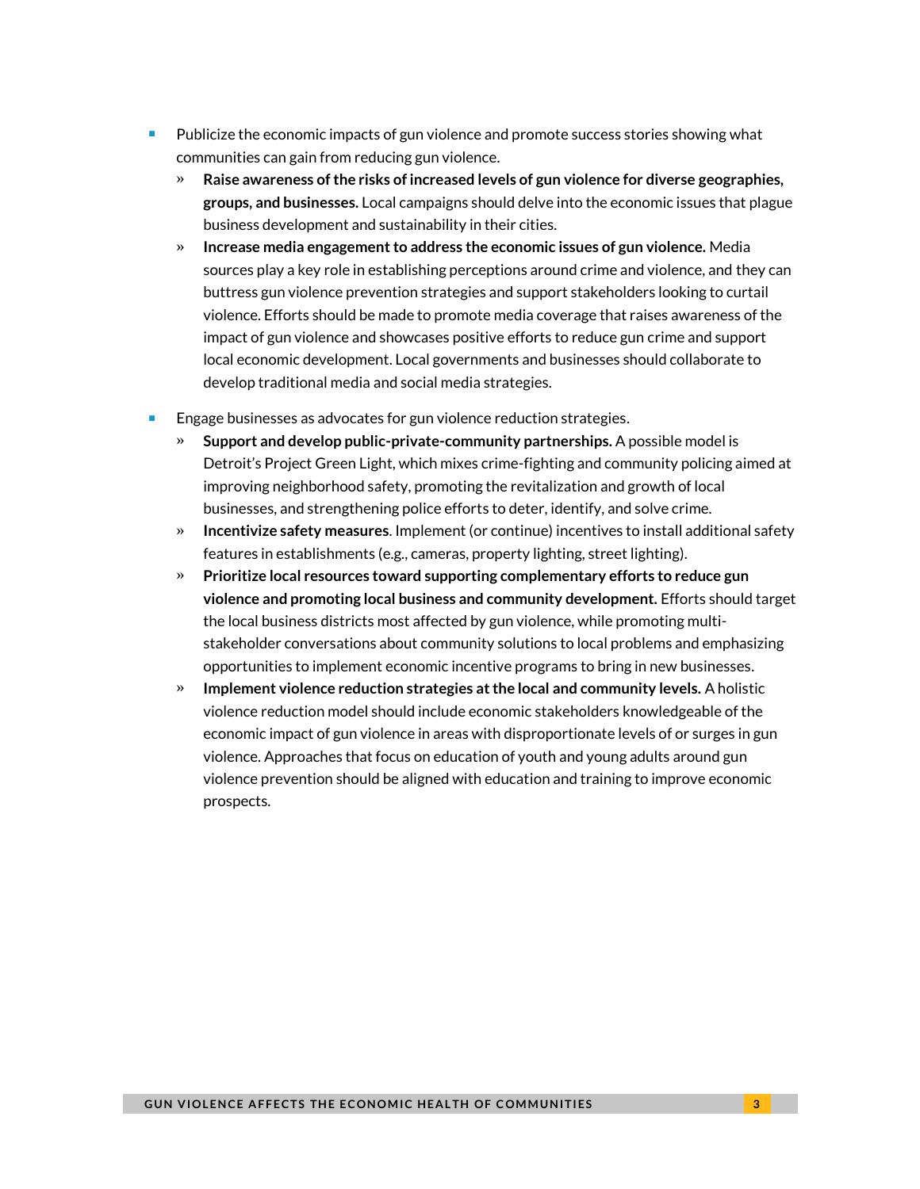- Publicize the economic impacts of gun violence and promote success stories showing what communities can gain from reducing gun violence.
  - **Raise awareness of the risks of increased levels of gun violence for diverse geographies, groups, and businesses.** Local campaigns should delve into the economic issues that plague business development and sustainability in their cities.
  - **Increase media engagement to address the economic issues of gun violence.** Media sources play a key role in establishing perceptions around crime and violence, and they can buttress gun violence prevention strategies and support stakeholders looking to curtail violence. Efforts should be made to promote media coverage that raises awareness of the impact of gun violence and showcases positive efforts to reduce gun crime and support local economic development. Local governments and businesses should collaborate to develop traditional media and social media strategies.
- Engage businesses as advocates for gun violence reduction strategies.
  - **Support and develop public-private-community partnerships.** A possible model is Detroit's Project Green Light, which mixes crime-fighting and community policing aimed at improving neighborhood safety, promoting the revitalization and growth of local businesses, and strengthening police efforts to deter, identify, and solve crime.
  - **Incentivize safety measures**. Implement (or continue) incentives to install additional safety features in establishments (e.g., cameras, property lighting, street lighting).
  - **Prioritize local resources toward supporting complementary efforts to reduce gun violence and promoting local business and community development.** Efforts should target the local business districts most affected by gun violence, while promoting multi-stakeholder conversations about community solutions to local problems and emphasizing opportunities to implement economic incentive programs to bring in new businesses.
  - **Implement violence reduction strategies at the local and community levels.** A holistic violence reduction model should include economic stakeholders knowledgeable of the economic impact of gun violence in areas with disproportionate levels of or surges in gun violence. Approaches that focus on education of youth and young adults around gun violence prevention should be aligned with education and training to improve economic prospects.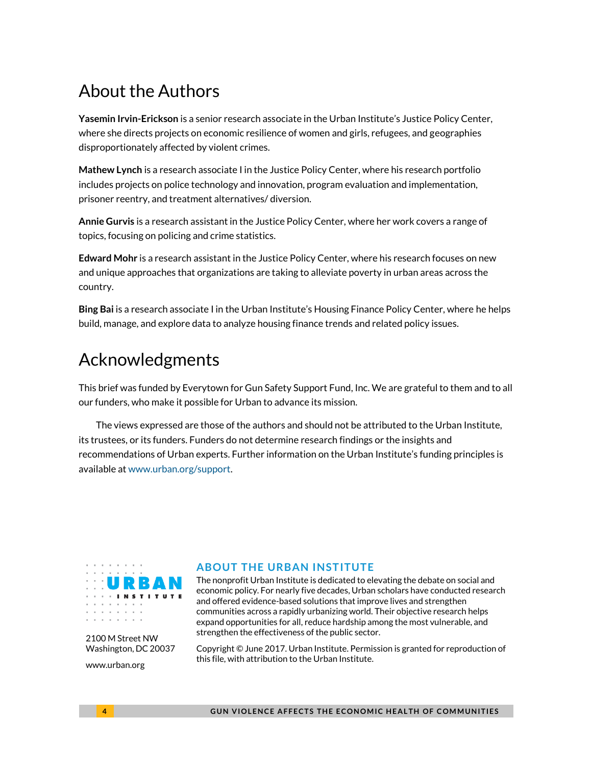## About the Authors

**Yasemin Irvin-Erickson** is a senior research associate in the Urban Institute's Justice Policy Center, where she directs projects on economic resilience of women and girls, refugees, and geographies disproportionately affected by violent crimes.

**Mathew Lynch** is a research associate I in the Justice Policy Center, where his research portfolio includes projects on police technology and innovation, program evaluation and implementation, prisoner reentry, and treatment alternatives/ diversion.

**Annie Gurvis** is a research assistant in the Justice Policy Center, where her work covers a range of topics, focusing on policing and crime statistics.

**Edward Mohr** is a research assistant in the Justice Policy Center, where his research focuses on new and unique approaches that organizations are taking to alleviate poverty in urban areas across the country.

**Bing Bai** is a research associate I in the Urban Institute's Housing Finance Policy Center, where he helps build, manage, and explore data to analyze housing finance trends and related policy issues.

## Acknowledgments

This brief was funded by Everytown for Gun Safety Support Fund, Inc. We are grateful to them and to all our funders, who make it possible for Urban to advance its mission.

The views expressed are those of the authors and should not be attributed to the Urban Institute, its trustees, or its funders. Funders do not determine research findings or the insights and recommendations of Urban experts. Further information on the Urban Institute's funding principles is available at www.urban.org/support.

URBAN INSTITUTE

2100 M Street NW
Washington, DC 20037

www.urban.org

### ABOUT THE URBAN INSTITUTE

The nonprofit Urban Institute is dedicated to elevating the debate on social and economic policy. For nearly five decades, Urban scholars have conducted research and offered evidence-based solutions that improve lives and strengthen communities across a rapidly urbanizing world. Their objective research helps expand opportunities for all, reduce hardship among the most vulnerable, and strengthen the effectiveness of the public sector.

Copyright © June 2017. Urban Institute. Permission is granted for reproduction of this file, with attribution to the Urban Institute.